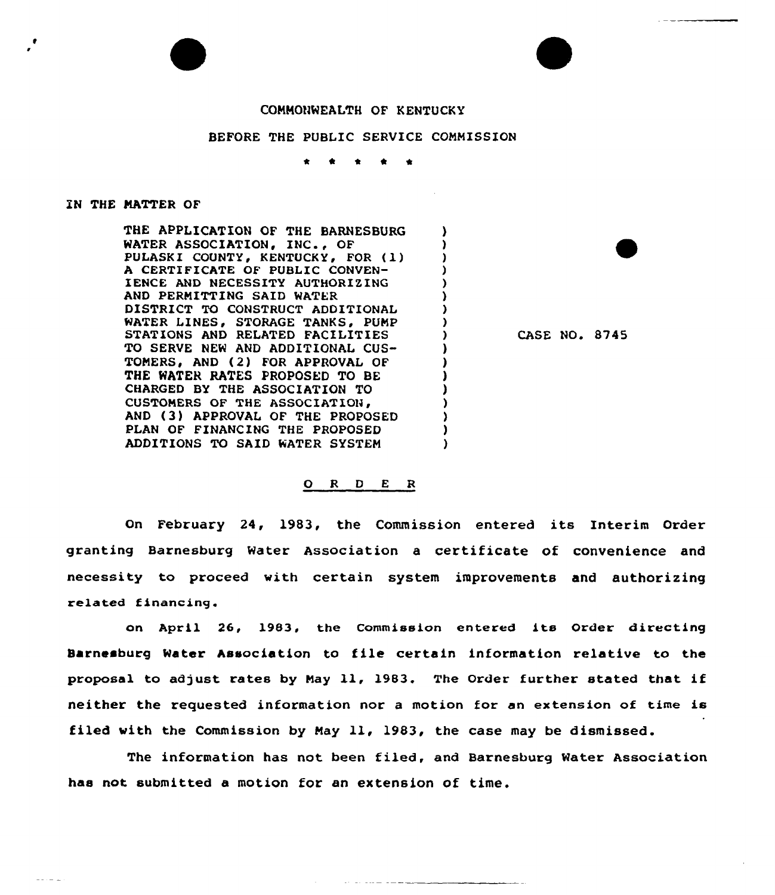COMMONWEALTH OF KENTUCKY

BEFORE THE PUBLIC SERVICE COMMISSION

\* \* \* \* \*

IN THE MATTER OF

THE APPLICATION OF THE BARNESBURG WATER ASSOCIATION, INC., OF PULASKI COUNTY, KENTUCKY, FOR (1) A CERTIFICATE OF PUBLIC CONVENIENCE AND NECESSITY AUTHORIZING AND PERMITTING SAID WATER DISTRICT TO CONSTRUCT ADDITIONAL WATER LINES, STORAGE TANKS, PUMP STATIONS AND RELATED FACILITIES TO SERVE NEW AND ADDITIONAL CUSTOMERS, AND (2) FOR APPROVAL OF THE WATER RATES PROPOSED TO BE CHARGED BY THE ASSOCIATION TO CUSTOMERS OF THE ASSOCIATION, AND (3) APPROVAL OF THE PROPOSED PLAN OF FINANCING THE PROPOSED ADDITIONS TO SAID WATER SYSTEM

CASE NO. 8745

## O R D E R

On February 24, 1983, the Commission entered its Interim Order granting Barnesburg Water Association a certificate of convenience and necessity to proceed with certain system improvements and authorizing related financing.

On April 26, 1983, the Commission entered its Order directing Barnesburg Water Association to file certain information relative to the proposal to adjust rates by May 11, 1983. The Order further stated that if neither the requested information nor a motion for an extension of time is filed with the Commission by May 11, 1983, the case may be dismissed.

The information has not been filed, and Barnesburg Water Association has not submitted a motion for an extension of time.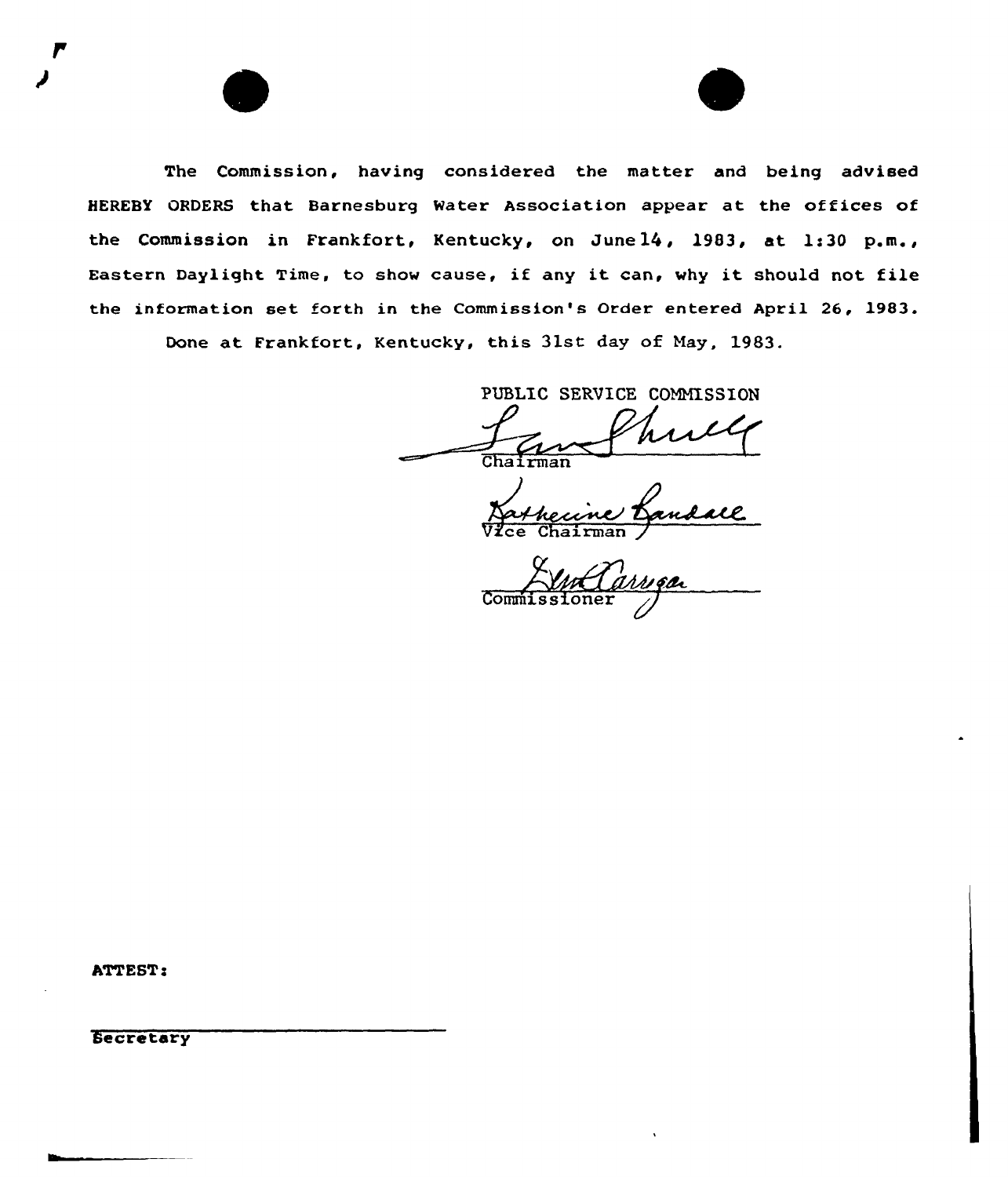The Commission, having considered the matter and being advised HEREBY ORDERS that Barnesburg Water Association appear at the offices of the Commission in Frankfort, Kentucky, on June 14, 1983, at 1:30 p.m., Eastern Daylight Time, to show cause, if any it can, why it should not file the information set forth in the Commission's Order entered April 26, 1983.

Done at Frankfort, Kentucky, this 31st day of May, 1983.

PUBLIC SERVICE COMMISSION

Chairman

Vice Chairman

Commissioner

ATTEST:

Secretary